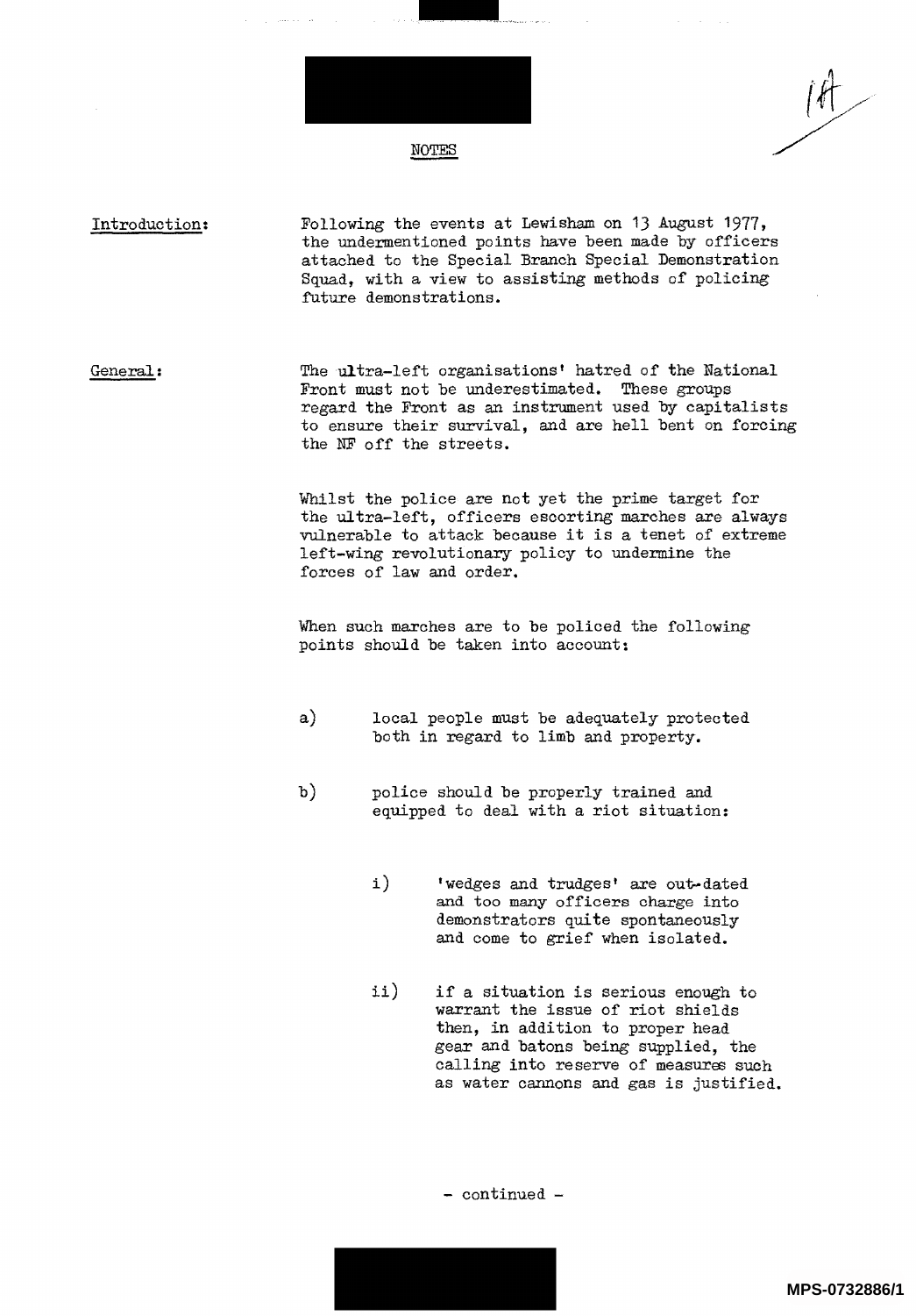## NOTES

**Introduction:**

Following the events at Lewisham on 13 August 1977, the undermentioned points have been made by officers attached to the Special Branch Special Demonstration Squad, with a view to assisting methods of policing future demonstrations.

**General:**

The ultra-left organisations' hatred of the National Front must not be underestimated. These groups regard the Front as an instrument used by capitalists to ensure their survival, and are hell bent on forcing the NF off the streets.

Whilst the police are not yet the prime target for the ultra-left, officers escorting marches are always vulnerable to attack because it is a tenet of extreme left-wing revolutionary policy to undermine the forces of law and order.

When such marches are to be policed the following points should be taken into account:

a) local people must be adequately protected both in regard to limb and property.

b) police should be properly trained and equipped to deal with a riot situation:

   i) 'wedges and trudges' are out-dated and too many officers charge into demonstrators quite spontaneously and come to grief when isolated.

   ii) if a situation is serious enough to warrant the issue of riot shields then, in addition to proper head gear and batons being supplied, the calling into reserve of measures such as water cannons and gas is justified.

- continued -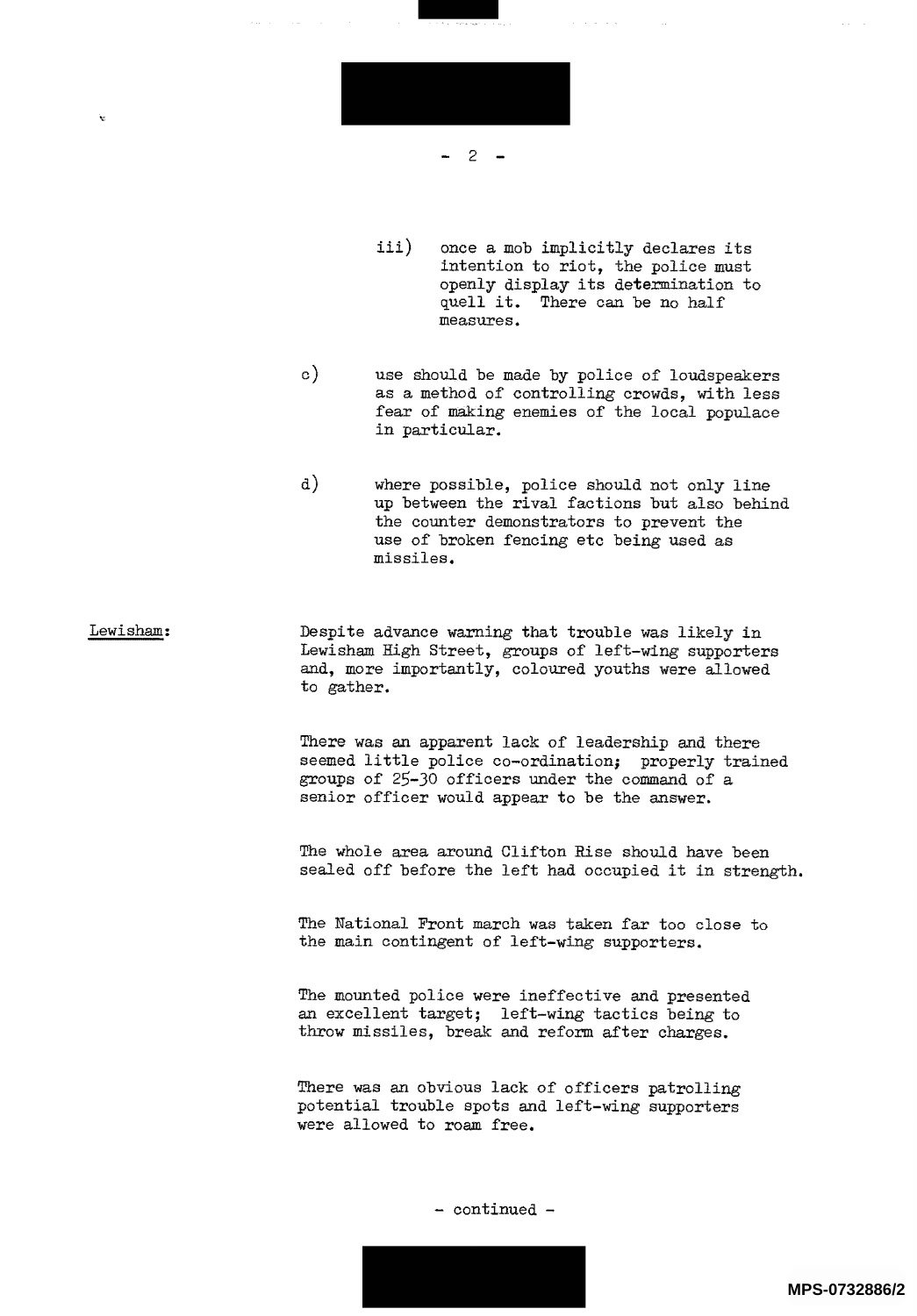iii) once a mob implicitly declares its intention to riot, the police must openly display its determination to quell it. There can be no half measures.

c) use should be made by police of loudspeakers as a method of controlling crowds, with less fear of making enemies of the local populace in particular.

d) where possible, police should not only line up between the rival factions but also behind the counter demonstrators to prevent the use of broken fencing etc being used as missiles.

Lewisham:

Despite advance warning that trouble was likely in Lewisham High Street, groups of left-wing supporters and, more importantly, coloured youths were allowed to gather.

There was an apparent lack of leadership and there seemed little police co-ordination; properly trained groups of 25-30 officers under the command of a senior officer would appear to be the answer.

The whole area around Clifton Rise should have been sealed off before the left had occupied it in strength.

The National Front march was taken far too close to the main contingent of left-wing supporters.

The mounted police were ineffective and presented an excellent target; left-wing tactics being to throw missiles, break and reform after charges.

There was an obvious lack of officers patrolling potential trouble spots and left-wing supporters were allowed to roam free.

- continued -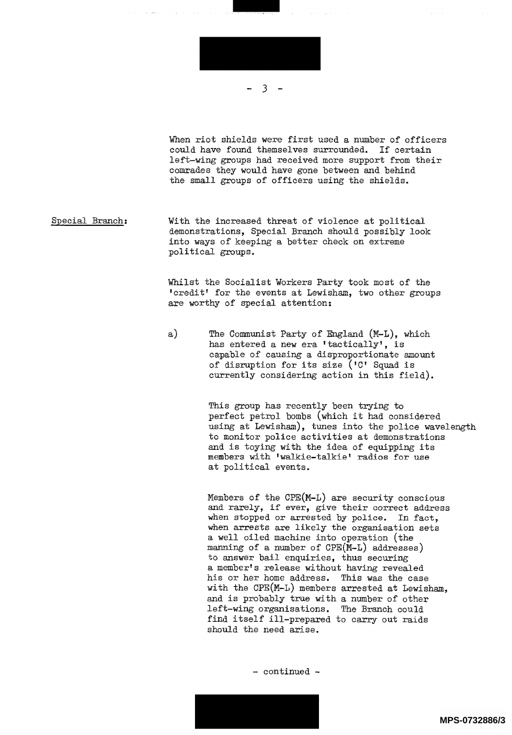When riot shields were first used a number of officers could have found themselves surrounded. If certain left-wing groups had received more support from their comrades they would have gone between and behind the small groups of officers using the shields.

Special Branch: With the increased threat of violence at political demonstrations, Special Branch should possibly look into ways of keeping a better check on extreme political groups.

Whilst the Socialist Workers Party took most of the 'credit' for the events at Lewisham, two other groups are worthy of special attention:

a) The Communist Party of England (M-L), which has entered a new era 'tactically', is capable of causing a disproportionate amount of disruption for its size ('C' Squad is currently considering action in this field).

This group has recently been trying to perfect petrol bombs (which it had considered using at Lewisham), tunes into the police wavelength to monitor police activities at demonstrations and is toying with the idea of equipping its members with 'walkie-talkie' radios for use at political events.

Members of the CPE(M-L) are security conscious and rarely, if ever, give their correct address when stopped or arrested by police. In fact, when arrests are likely the organisation sets a well oiled machine into operation (the manning of a number of CPE(M-L) addresses) to answer bail enquiries, thus securing a member's release without having revealed his or her home address. This was the case with the CPE(M-L) members arrested at Lewisham, and is probably true with a number of other left-wing organisations. The Branch could find itself ill-prepared to carry out raids should the need arise.

- continued -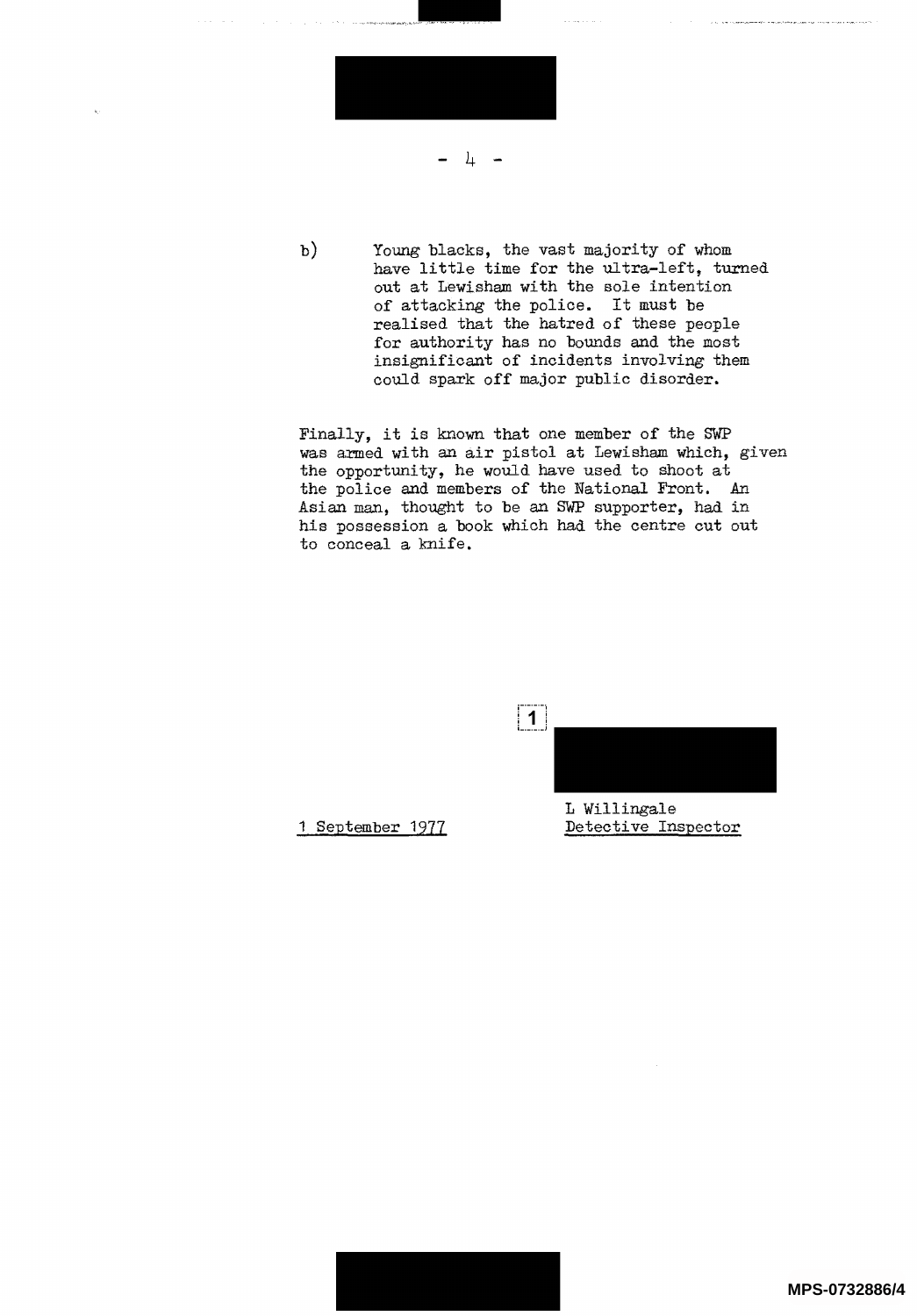b) Young blacks, the vast majority of whom have little time for the ultra-left, turned out at Lewisham with the sole intention of attacking the police. It must be realised that the hatred of these people for authority has no bounds and the most insignificant of incidents involving them could spark off major public disorder.

Finally, it is known that one member of the SWP was armed with an air pistol at Lewisham which, given the opportunity, he would have used to shoot at the police and members of the National Front. An Asian man, thought to be an SWP supporter, had in his possession a book which had the centre cut out to conceal a knife.

1

1 September 1977

L Willingale
Detective Inspector

MPS-0732886/4